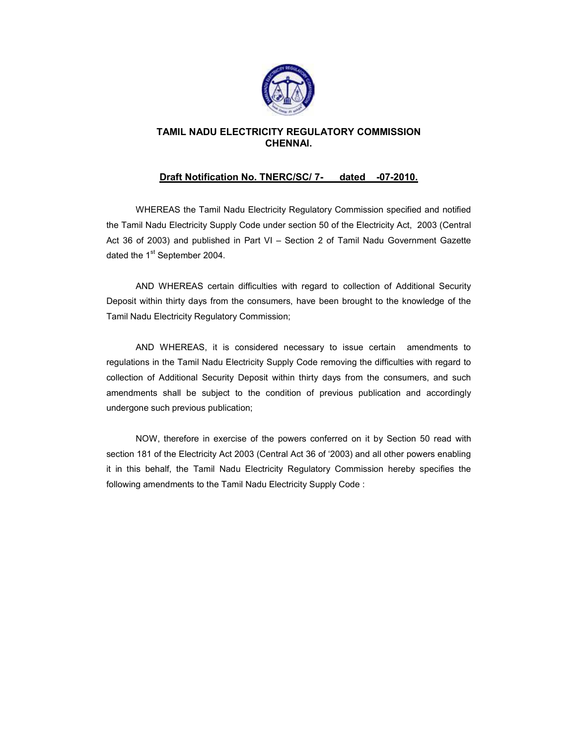# TAMIL NADU ELECTRICITY REGULATORY COMMISSION
## CHENNAI.

**Draft Notification No. TNERC/SC/ 7- dated -07-2010.**

WHEREAS the Tamil Nadu Electricity Regulatory Commission specified and notified the Tamil Nadu Electricity Supply Code under section 50 of the Electricity Act, 2003 (Central Act 36 of 2003) and published in Part VI – Section 2 of Tamil Nadu Government Gazette dated the 1st September 2004.

AND WHEREAS certain difficulties with regard to collection of Additional Security Deposit within thirty days from the consumers, have been brought to the knowledge of the Tamil Nadu Electricity Regulatory Commission;

AND WHEREAS, it is considered necessary to issue certain amendments to regulations in the Tamil Nadu Electricity Supply Code removing the difficulties with regard to collection of Additional Security Deposit within thirty days from the consumers, and such amendments shall be subject to the condition of previous publication and accordingly undergone such previous publication;

NOW, therefore in exercise of the powers conferred on it by Section 50 read with section 181 of the Electricity Act 2003 (Central Act 36 of '2003) and all other powers enabling it in this behalf, the Tamil Nadu Electricity Regulatory Commission hereby specifies the following amendments to the Tamil Nadu Electricity Supply Code :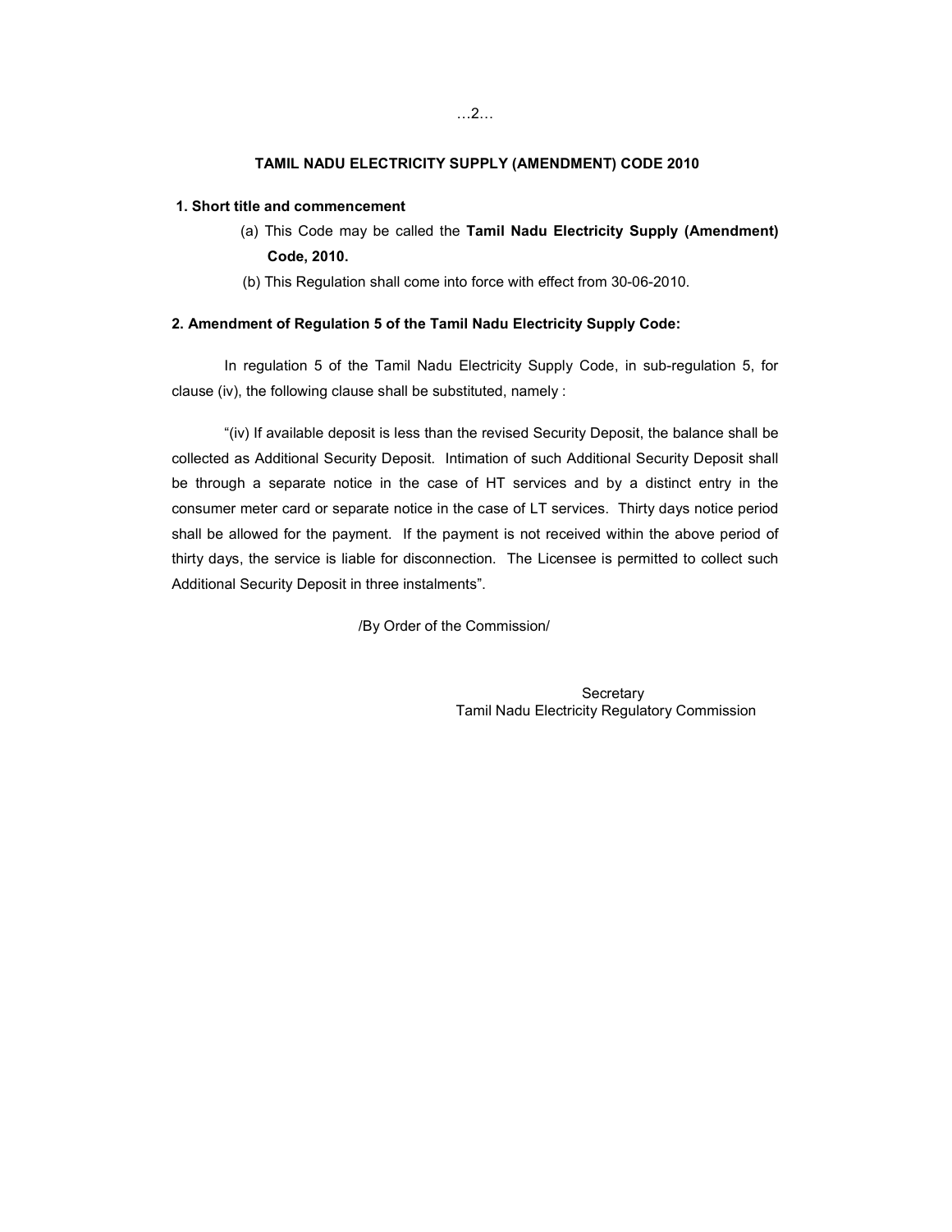## TAMIL NADU ELECTRICITY SUPPLY (AMENDMENT) CODE 2010

**1. Short title and commencement**

(a) This Code may be called the **Tamil Nadu Electricity Supply (Amendment) Code, 2010.**

(b) This Regulation shall come into force with effect from 30-06-2010.

**2. Amendment of Regulation 5 of the Tamil Nadu Electricity Supply Code:**

In regulation 5 of the Tamil Nadu Electricity Supply Code, in sub-regulation 5, for clause (iv), the following clause shall be substituted, namely :

"(iv) If available deposit is less than the revised Security Deposit, the balance shall be collected as Additional Security Deposit. Intimation of such Additional Security Deposit shall be through a separate notice in the case of HT services and by a distinct entry in the consumer meter card or separate notice in the case of LT services. Thirty days notice period shall be allowed for the payment. If the payment is not received within the above period of thirty days, the service is liable for disconnection. The Licensee is permitted to collect such Additional Security Deposit in three instalments".

/By Order of the Commission/

Secretary
Tamil Nadu Electricity Regulatory Commission